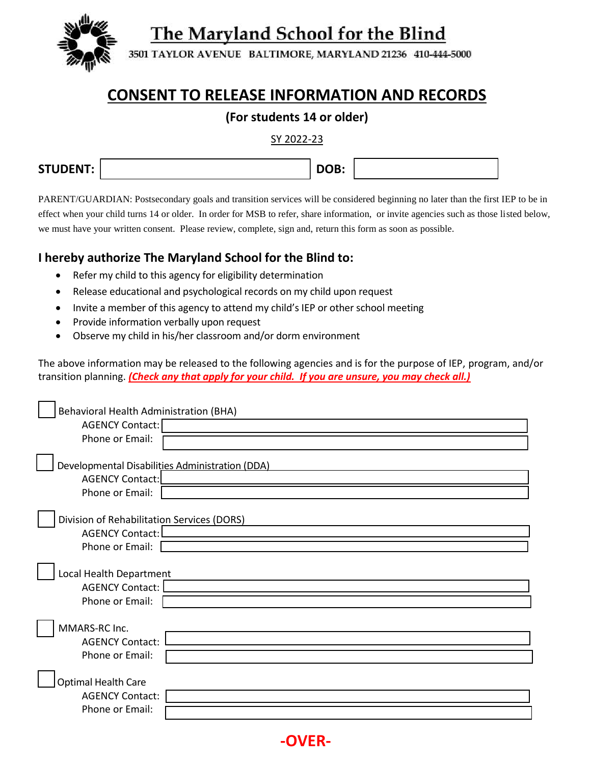# The Maryland School for the Blind

3501 TAYLOR AVENUE BALTIMORE, MARYLAND 21236 410-444-5000

## CONSENT TO RELEASE INFORMATION AND RECORDS

**(For students 14 or older)**

SY 2022-23

**STUDENT:** ______________________ **DOB:** ______________

PARENT/GUARDIAN: Postsecondary goals and transition services will be considered beginning no later than the first IEP to be in effect when your child turns 14 or older. In order for MSB to refer, share information, or invite agencies such as those listed below, we must have your written consent. Please review, complete, sign and, return this form as soon as possible.

### I hereby authorize The Maryland School for the Blind to:

- Refer my child to this agency for eligibility determination
- Release educational and psychological records on my child upon request
- Invite a member of this agency to attend my child's IEP or other school meeting
- Provide information verbally upon request
- Observe my child in his/her classroom and/or dorm environment

The above information may be released to the following agencies and is for the purpose of IEP, program, and/or transition planning. ***(Check any that apply for your child. If you are unsure, you may check all.)***

☐ Behavioral Health Administration (BHA)
AGENCY Contact: ______________________
Phone or Email: ______________________

☐ Developmental Disabilities Administration (DDA)
AGENCY Contact: ______________________
Phone or Email: ______________________

☐ Division of Rehabilitation Services (DORS)
AGENCY Contact: ______________________
Phone or Email: ______________________

☐ Local Health Department
AGENCY Contact: ______________________
Phone or Email: ______________________

☐ MMARS-RC Inc.
AGENCY Contact: ______________________
Phone or Email: ______________________

☐ Optimal Health Care
AGENCY Contact: ______________________
Phone or Email: ______________________

**-OVER-**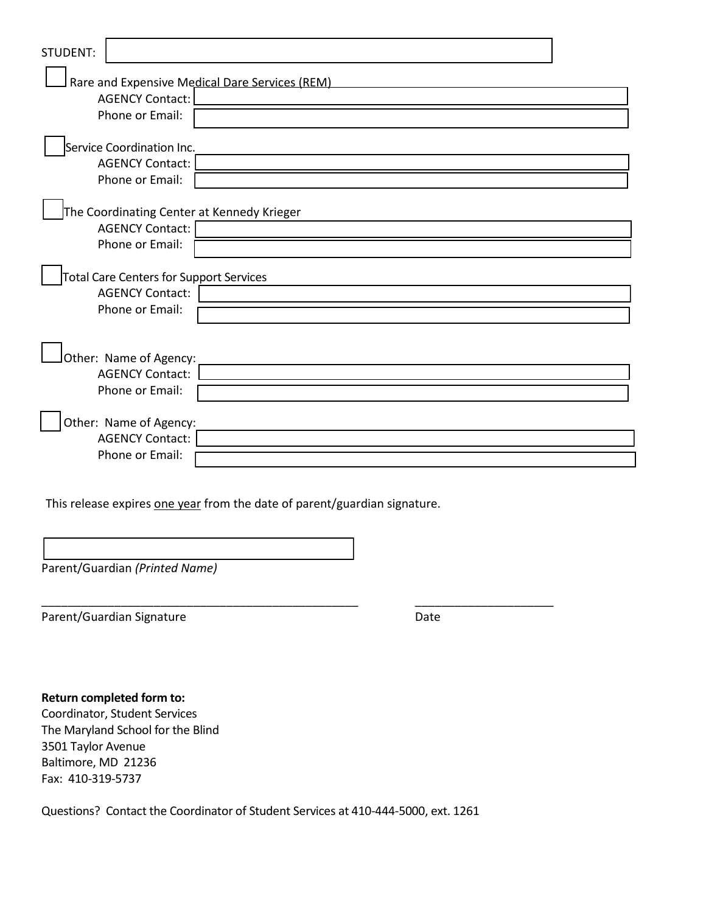STUDENT: 

☐ Rare and Expensive Medical Dare Services (REM)
AGENCY Contact: 
Phone or Email: 

☐ Service Coordination Inc.
AGENCY Contact: 
Phone or Email: 

☐ The Coordinating Center at Kennedy Krieger
AGENCY Contact: 
Phone or Email: 

☐ Total Care Centers for Support Services
AGENCY Contact: 
Phone or Email: 

☐ Other: Name of Agency:
AGENCY Contact: 
Phone or Email: 

☐ Other: Name of Agency:
AGENCY Contact: 
Phone or Email: 

This release expires one year from the date of parent/guardian signature.

Parent/Guardian *(Printed Name)*

___________________________________________________ _____________________

Parent/Guardian Signature Date

**Return completed form to:**
Coordinator, Student Services
The Maryland School for the Blind
3501 Taylor Avenue
Baltimore, MD 21236
Fax: 410-319-5737

Questions? Contact the Coordinator of Student Services at 410-444-5000, ext. 1261